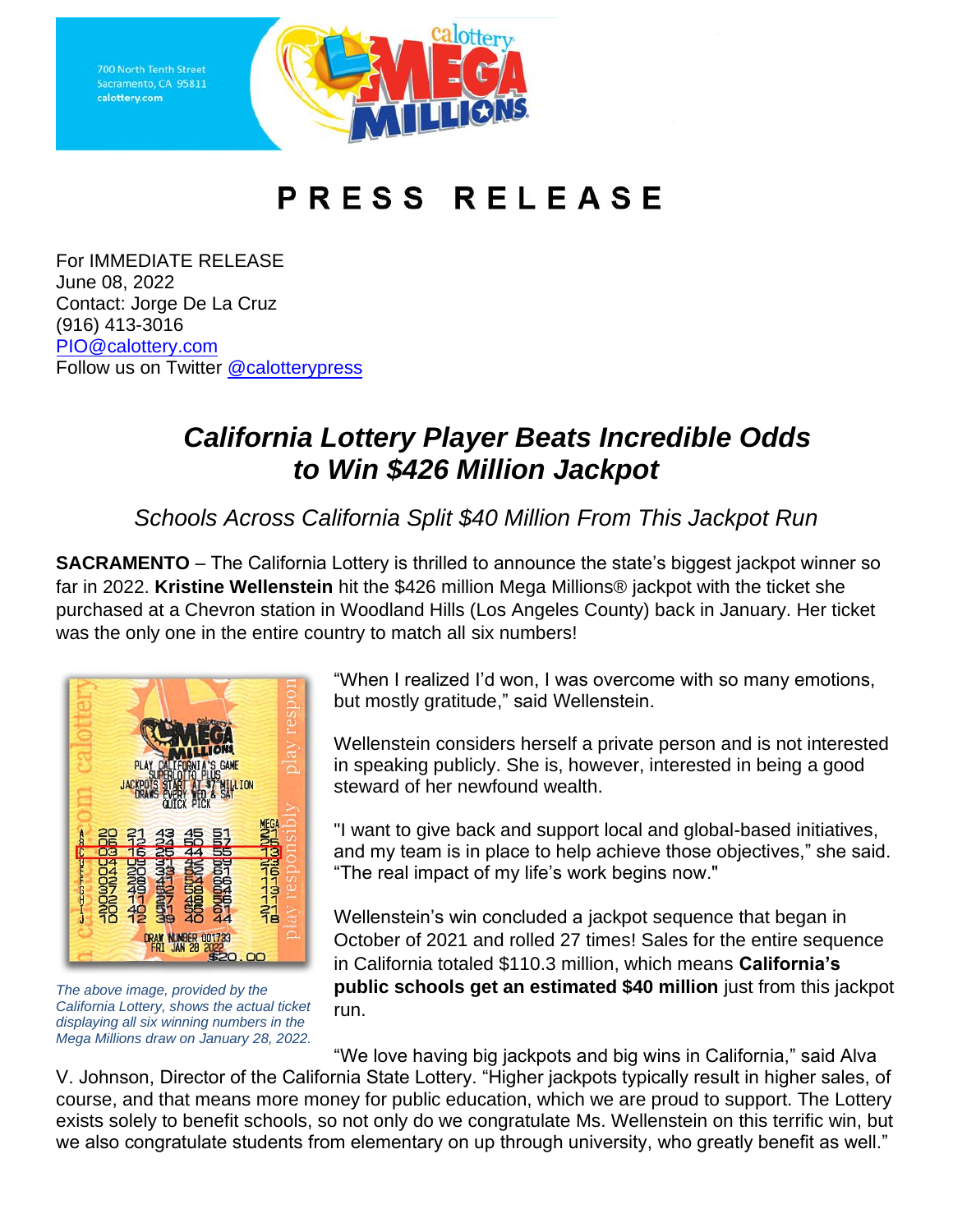700 North Tenth Street
Sacramento, CA 95811
calottery.com

# PRESS RELEASE

For IMMEDIATE RELEASE
June 08, 2022
Contact: Jorge De La Cruz
(916) 413-3016
PIO@calottery.com
Follow us on Twitter @calotterypress

## *California Lottery Player Beats Incredible Odds to Win $426 Million Jackpot*

### *Schools Across California Split $40 Million From This Jackpot Run*

**SACRAMENTO** – The California Lottery is thrilled to announce the state's biggest jackpot winner so far in 2022. **Kristine Wellenstein** hit the $426 million Mega Millions® jackpot with the ticket she purchased at a Chevron station in Woodland Hills (Los Angeles County) back in January. Her ticket was the only one in the entire country to match all six numbers!

*The above image, provided by the California Lottery, shows the actual ticket displaying all six winning numbers in the Mega Millions draw on January 28, 2022.*

"When I realized I'd won, I was overcome with so many emotions, but mostly gratitude," said Wellenstein.

Wellenstein considers herself a private person and is not interested in speaking publicly. She is, however, interested in being a good steward of her newfound wealth.

"I want to give back and support local and global-based initiatives, and my team is in place to help achieve those objectives," she said. "The real impact of my life's work begins now."

Wellenstein's win concluded a jackpot sequence that began in October of 2021 and rolled 27 times! Sales for the entire sequence in California totaled $110.3 million, which means **California's public schools get an estimated $40 million** just from this jackpot run.

"We love having big jackpots and big wins in California," said Alva V. Johnson, Director of the California State Lottery. "Higher jackpots typically result in higher sales, of course, and that means more money for public education, which we are proud to support. The Lottery exists solely to benefit schools, so not only do we congratulate Ms. Wellenstein on this terrific win, but we also congratulate students from elementary on up through university, who greatly benefit as well."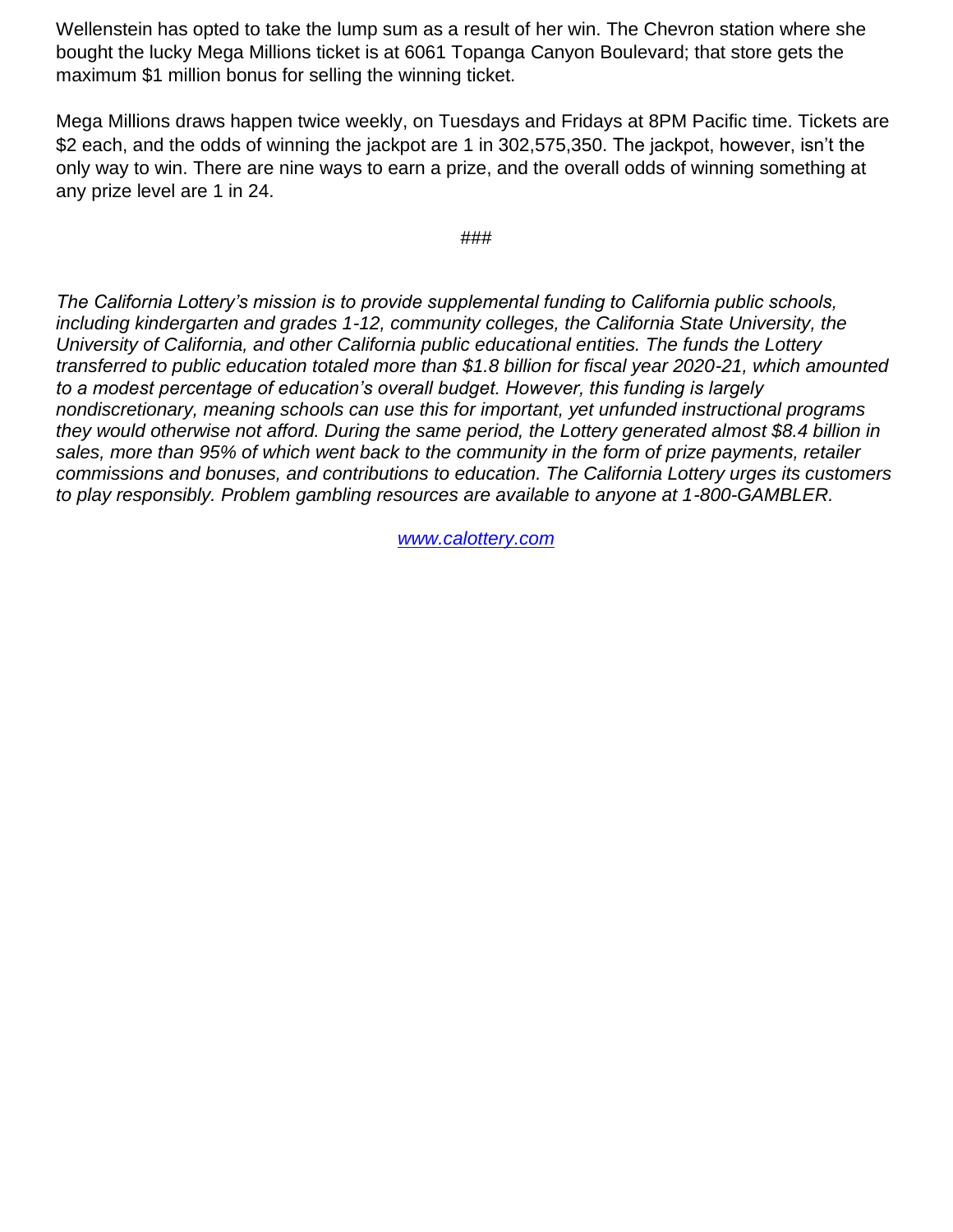Wellenstein has opted to take the lump sum as a result of her win. The Chevron station where she bought the lucky Mega Millions ticket is at 6061 Topanga Canyon Boulevard; that store gets the maximum $1 million bonus for selling the winning ticket.

Mega Millions draws happen twice weekly, on Tuesdays and Fridays at 8PM Pacific time. Tickets are $2 each, and the odds of winning the jackpot are 1 in 302,575,350. The jackpot, however, isn't the only way to win. There are nine ways to earn a prize, and the overall odds of winning something at any prize level are 1 in 24.

###

*The California Lottery's mission is to provide supplemental funding to California public schools, including kindergarten and grades 1-12, community colleges, the California State University, the University of California, and other California public educational entities. The funds the Lottery transferred to public education totaled more than $1.8 billion for fiscal year 2020-21, which amounted to a modest percentage of education's overall budget. However, this funding is largely nondiscretionary, meaning schools can use this for important, yet unfunded instructional programs they would otherwise not afford. During the same period, the Lottery generated almost $8.4 billion in sales, more than 95% of which went back to the community in the form of prize payments, retailer commissions and bonuses, and contributions to education. The California Lottery urges its customers to play responsibly. Problem gambling resources are available to anyone at 1-800-GAMBLER.*

[www.calottery.com](http://www.calottery.com)